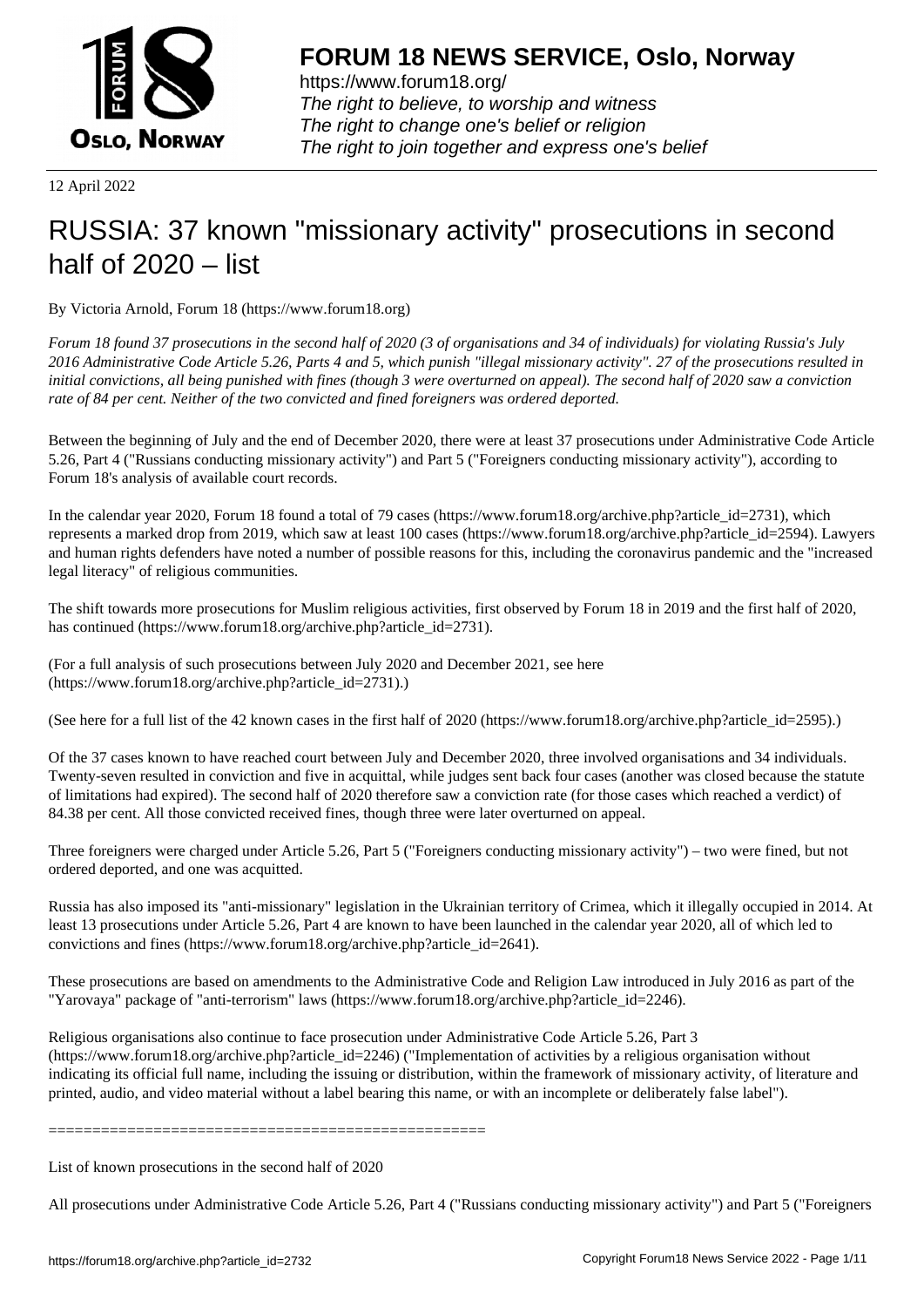**FORUM 18 NEWS SERVICE, Oslo, Norway**

https://www.forum18.org/
*The right to believe, to worship and witness*
*The right to change one's belief or religion*
*The right to join together and express one's belief*

12 April 2022

# RUSSIA: 37 known "missionary activity" prosecutions in second half of 2020 – list

By Victoria Arnold, Forum 18 (https://www.forum18.org)

*Forum 18 found 37 prosecutions in the second half of 2020 (3 of organisations and 34 of individuals) for violating Russia's July 2016 Administrative Code Article 5.26, Parts 4 and 5, which punish "illegal missionary activity". 27 of the prosecutions resulted in initial convictions, all being punished with fines (though 3 were overturned on appeal). The second half of 2020 saw a conviction rate of 84 per cent. Neither of the two convicted and fined foreigners was ordered deported.*

Between the beginning of July and the end of December 2020, there were at least 37 prosecutions under Administrative Code Article 5.26, Part 4 ("Russians conducting missionary activity") and Part 5 ("Foreigners conducting missionary activity"), according to Forum 18's analysis of available court records.

In the calendar year 2020, Forum 18 found a total of 79 cases (https://www.forum18.org/archive.php?article_id=2731), which represents a marked drop from 2019, which saw at least 100 cases (https://www.forum18.org/archive.php?article_id=2594). Lawyers and human rights defenders have noted a number of possible reasons for this, including the coronavirus pandemic and the "increased legal literacy" of religious communities.

The shift towards more prosecutions for Muslim religious activities, first observed by Forum 18 in 2019 and the first half of 2020, has continued (https://www.forum18.org/archive.php?article_id=2731).

(For a full analysis of such prosecutions between July 2020 and December 2021, see here (https://www.forum18.org/archive.php?article_id=2731).)

(See here for a full list of the 42 known cases in the first half of 2020 (https://www.forum18.org/archive.php?article_id=2595).)

Of the 37 cases known to have reached court between July and December 2020, three involved organisations and 34 individuals. Twenty-seven resulted in conviction and five in acquittal, while judges sent back four cases (another was closed because the statute of limitations had expired). The second half of 2020 therefore saw a conviction rate (for those cases which reached a verdict) of 84.38 per cent. All those convicted received fines, though three were later overturned on appeal.

Three foreigners were charged under Article 5.26, Part 5 ("Foreigners conducting missionary activity") – two were fined, but not ordered deported, and one was acquitted.

Russia has also imposed its "anti-missionary" legislation in the Ukrainian territory of Crimea, which it illegally occupied in 2014. At least 13 prosecutions under Article 5.26, Part 4 are known to have been launched in the calendar year 2020, all of which led to convictions and fines (https://www.forum18.org/archive.php?article_id=2641).

These prosecutions are based on amendments to the Administrative Code and Religion Law introduced in July 2016 as part of the "Yarovaya" package of "anti-terrorism" laws (https://www.forum18.org/archive.php?article_id=2246).

Religious organisations also continue to face prosecution under Administrative Code Article 5.26, Part 3 (https://www.forum18.org/archive.php?article_id=2246) ("Implementation of activities by a religious organisation without indicating its official full name, including the issuing or distribution, within the framework of missionary activity, of literature and printed, audio, and video material without a label bearing this name, or with an incomplete or deliberately false label").

==================================================

List of known prosecutions in the second half of 2020

All prosecutions under Administrative Code Article 5.26, Part 4 ("Russians conducting missionary activity") and Part 5 ("Foreigners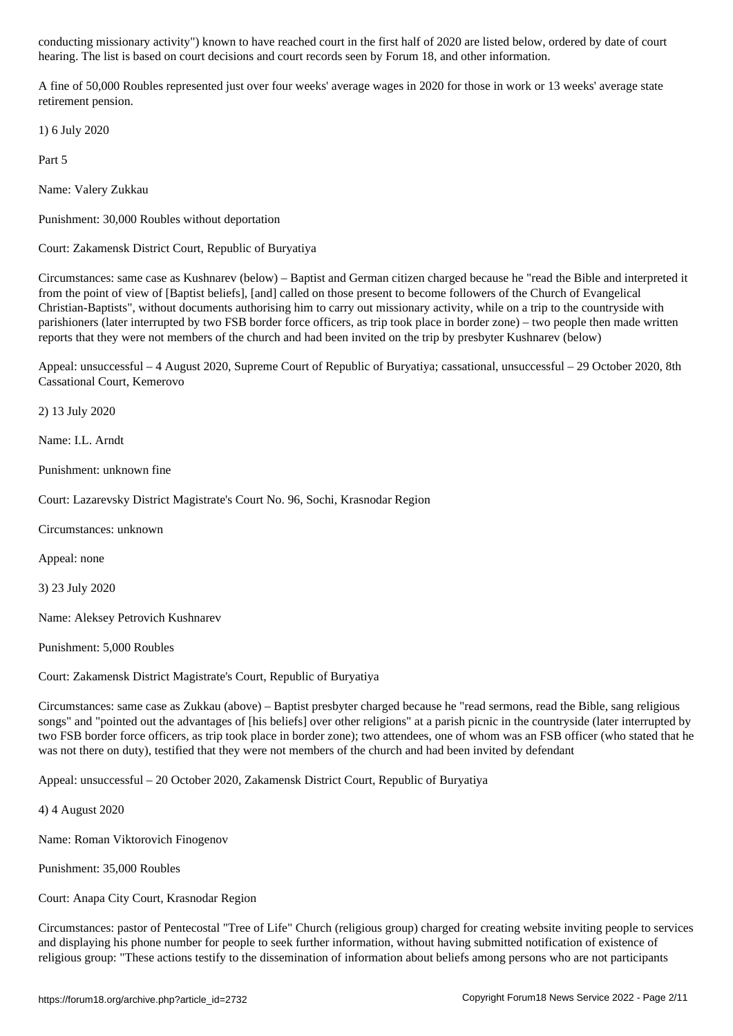conducting missionary activity") known to have reached court in the first half of 2020 are listed below, ordered by date of court hearing. The list is based on court decisions and court records seen by Forum 18, and other information.

A fine of 50,000 Roubles represented just over four weeks' average wages in 2020 for those in work or 13 weeks' average state retirement pension.

1) 6 July 2020

Part 5

Name: Valery Zukkau

Punishment: 30,000 Roubles without deportation

Court: Zakamensk District Court, Republic of Buryatiya

Circumstances: same case as Kushnarev (below) – Baptist and German citizen charged because he "read the Bible and interpreted it from the point of view of [Baptist beliefs], [and] called on those present to become followers of the Church of Evangelical Christian-Baptists", without documents authorising him to carry out missionary activity, while on a trip to the countryside with parishioners (later interrupted by two FSB border force officers, as trip took place in border zone) – two people then made written reports that they were not members of the church and had been invited on the trip by presbyter Kushnarev (below)

Appeal: unsuccessful – 4 August 2020, Supreme Court of Republic of Buryatiya; cassational, unsuccessful – 29 October 2020, 8th Cassational Court, Kemerovo

2) 13 July 2020

Name: I.L. Arndt

Punishment: unknown fine

Court: Lazarevsky District Magistrate's Court No. 96, Sochi, Krasnodar Region

Circumstances: unknown

Appeal: none

3) 23 July 2020

Name: Aleksey Petrovich Kushnarev

Punishment: 5,000 Roubles

Court: Zakamensk District Magistrate's Court, Republic of Buryatiya

Circumstances: same case as Zukkau (above) – Baptist presbyter charged because he "read sermons, read the Bible, sang religious songs" and "pointed out the advantages of [his beliefs] over other religions" at a parish picnic in the countryside (later interrupted by two FSB border force officers, as trip took place in border zone); two attendees, one of whom was an FSB officer (who stated that he was not there on duty), testified that they were not members of the church and had been invited by defendant

Appeal: unsuccessful – 20 October 2020, Zakamensk District Court, Republic of Buryatiya

4) 4 August 2020

Name: Roman Viktorovich Finogenov

Punishment: 35,000 Roubles

Court: Anapa City Court, Krasnodar Region

Circumstances: pastor of Pentecostal "Tree of Life" Church (religious group) charged for creating website inviting people to services and displaying his phone number for people to seek further information, without having submitted notification of existence of religious group: "These actions testify to the dissemination of information about beliefs among persons who are not participants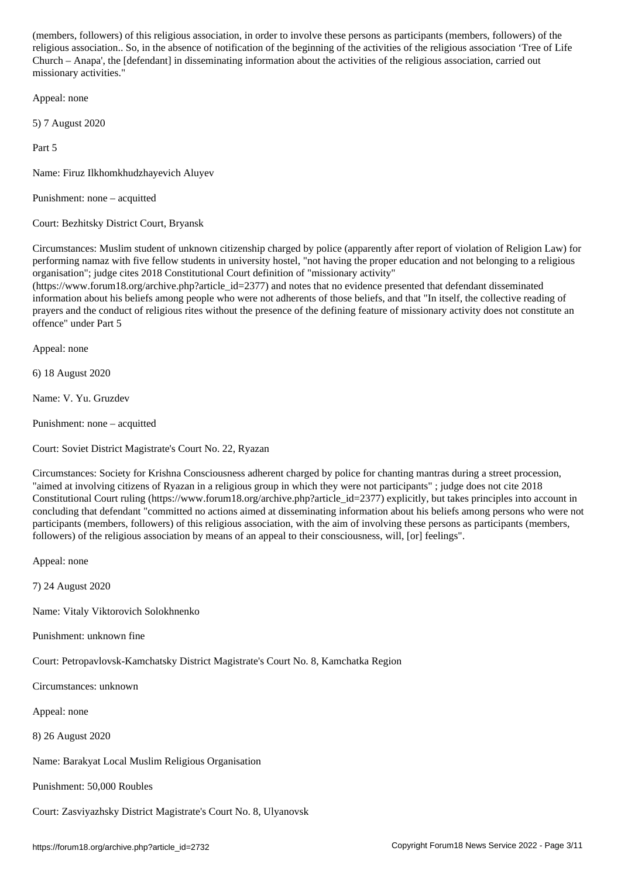(members, followers) of this religious association, in order to involve these persons as participants (members, followers) of the religious association.. So, in the absence of notification of the beginning of the activities of the religious association 'Tree of Life Church – Anapa', the [defendant] in disseminating information about the activities of the religious association, carried out missionary activities."

Appeal: none

5) 7 August 2020

Part 5

Name: Firuz Ilkhomkhudzhayevich Aluyev

Punishment: none – acquitted

Court: Bezhitsky District Court, Bryansk

Circumstances: Muslim student of unknown citizenship charged by police (apparently after report of violation of Religion Law) for performing namaz with five fellow students in university hostel, "not having the proper education and not belonging to a religious organisation"; judge cites 2018 Constitutional Court definition of "missionary activity" (https://www.forum18.org/archive.php?article_id=2377) and notes that no evidence presented that defendant disseminated information about his beliefs among people who were not adherents of those beliefs, and that "In itself, the collective reading of prayers and the conduct of religious rites without the presence of the defining feature of missionary activity does not constitute an offence" under Part 5

Appeal: none

6) 18 August 2020

Name: V. Yu. Gruzdev

Punishment: none – acquitted

Court: Soviet District Magistrate's Court No. 22, Ryazan

Circumstances: Society for Krishna Consciousness adherent charged by police for chanting mantras during a street procession, "aimed at involving citizens of Ryazan in a religious group in which they were not participants" ; judge does not cite 2018 Constitutional Court ruling (https://www.forum18.org/archive.php?article_id=2377) explicitly, but takes principles into account in concluding that defendant "committed no actions aimed at disseminating information about his beliefs among persons who were not participants (members, followers) of this religious association, with the aim of involving these persons as participants (members, followers) of the religious association by means of an appeal to their consciousness, will, [or] feelings".

Appeal: none

7) 24 August 2020

Name: Vitaly Viktorovich Solokhnenko

Punishment: unknown fine

Court: Petropavlovsk-Kamchatsky District Magistrate's Court No. 8, Kamchatka Region

Circumstances: unknown

Appeal: none

8) 26 August 2020

Name: Barakyat Local Muslim Religious Organisation

Punishment: 50,000 Roubles

Court: Zasviyazhsky District Magistrate's Court No. 8, Ulyanovsk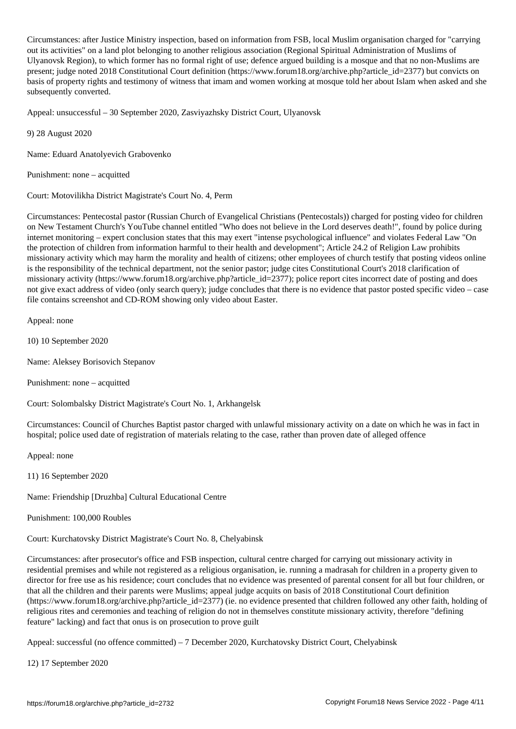Circumstances: after Justice Ministry inspection, based on information from FSB, local Muslim organisation charged for "carrying out its activities" on a land plot belonging to another religious association (Regional Spiritual Administration of Muslims of Ulyanovsk Region), to which former has no formal right of use; defence argued building is a mosque and that no non-Muslims are present; judge noted 2018 Constitutional Court definition (https://www.forum18.org/archive.php?article_id=2377) but convicts on basis of property rights and testimony of witness that imam and women working at mosque told her about Islam when asked and she subsequently converted.

Appeal: unsuccessful – 30 September 2020, Zasviyazhsky District Court, Ulyanovsk

9) 28 August 2020

Name: Eduard Anatolyevich Grabovenko

Punishment: none – acquitted

Court: Motovilikha District Magistrate's Court No. 4, Perm

Circumstances: Pentecostal pastor (Russian Church of Evangelical Christians (Pentecostals)) charged for posting video for children on New Testament Church's YouTube channel entitled "Who does not believe in the Lord deserves death!", found by police during internet monitoring – expert conclusion states that this may exert "intense psychological influence" and violates Federal Law "On the protection of children from information harmful to their health and development"; Article 24.2 of Religion Law prohibits missionary activity which may harm the morality and health of citizens; other employees of church testify that posting videos online is the responsibility of the technical department, not the senior pastor; judge cites Constitutional Court's 2018 clarification of missionary activity (https://www.forum18.org/archive.php?article_id=2377); police report cites incorrect date of posting and does not give exact address of video (only search query); judge concludes that there is no evidence that pastor posted specific video – case file contains screenshot and CD-ROM showing only video about Easter.

Appeal: none

10) 10 September 2020

Name: Aleksey Borisovich Stepanov

Punishment: none – acquitted

Court: Solombalsky District Magistrate's Court No. 1, Arkhangelsk

Circumstances: Council of Churches Baptist pastor charged with unlawful missionary activity on a date on which he was in fact in hospital; police used date of registration of materials relating to the case, rather than proven date of alleged offence

Appeal: none

11) 16 September 2020

Name: Friendship [Druzhba] Cultural Educational Centre

Punishment: 100,000 Roubles

Court: Kurchatovsky District Magistrate's Court No. 8, Chelyabinsk

Circumstances: after prosecutor's office and FSB inspection, cultural centre charged for carrying out missionary activity in residential premises and while not registered as a religious organisation, ie. running a madrasah for children in a property given to director for free use as his residence; court concludes that no evidence was presented of parental consent for all but four children, or that all the children and their parents were Muslims; appeal judge acquits on basis of 2018 Constitutional Court definition (https://www.forum18.org/archive.php?article_id=2377) (ie. no evidence presented that children followed any other faith, holding of religious rites and ceremonies and teaching of religion do not in themselves constitute missionary activity, therefore "defining feature" lacking) and fact that onus is on prosecution to prove guilt

Appeal: successful (no offence committed) – 7 December 2020, Kurchatovsky District Court, Chelyabinsk

12) 17 September 2020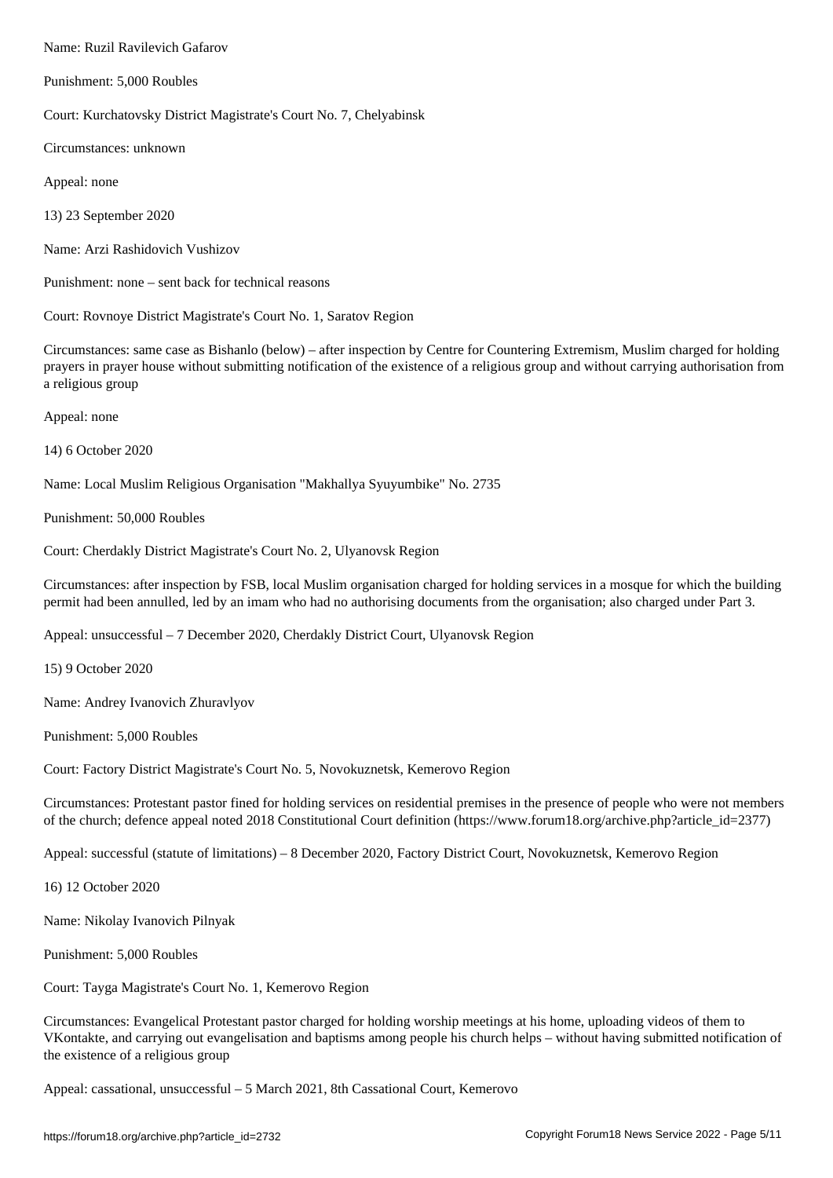Name: Ruzil Ravilevich Gafarov

Punishment: 5,000 Roubles

Court: Kurchatovsky District Magistrate's Court No. 7, Chelyabinsk

Circumstances: unknown

Appeal: none

13) 23 September 2020

Name: Arzi Rashidovich Vushizov

Punishment: none – sent back for technical reasons

Court: Rovnoye District Magistrate's Court No. 1, Saratov Region

Circumstances: same case as Bishanlo (below) – after inspection by Centre for Countering Extremism, Muslim charged for holding prayers in prayer house without submitting notification of the existence of a religious group and without carrying authorisation from a religious group

Appeal: none

14) 6 October 2020

Name: Local Muslim Religious Organisation "Makhallya Syuyumbike" No. 2735

Punishment: 50,000 Roubles

Court: Cherdakly District Magistrate's Court No. 2, Ulyanovsk Region

Circumstances: after inspection by FSB, local Muslim organisation charged for holding services in a mosque for which the building permit had been annulled, led by an imam who had no authorising documents from the organisation; also charged under Part 3.

Appeal: unsuccessful – 7 December 2020, Cherdakly District Court, Ulyanovsk Region

15) 9 October 2020

Name: Andrey Ivanovich Zhuravlyov

Punishment: 5,000 Roubles

Court: Factory District Magistrate's Court No. 5, Novokuznetsk, Kemerovo Region

Circumstances: Protestant pastor fined for holding services on residential premises in the presence of people who were not members of the church; defence appeal noted 2018 Constitutional Court definition (https://www.forum18.org/archive.php?article_id=2377)

Appeal: successful (statute of limitations) – 8 December 2020, Factory District Court, Novokuznetsk, Kemerovo Region

16) 12 October 2020

Name: Nikolay Ivanovich Pilnyak

Punishment: 5,000 Roubles

Court: Tayga Magistrate's Court No. 1, Kemerovo Region

Circumstances: Evangelical Protestant pastor charged for holding worship meetings at his home, uploading videos of them to VKontakte, and carrying out evangelisation and baptisms among people his church helps – without having submitted notification of the existence of a religious group

Appeal: cassational, unsuccessful – 5 March 2021, 8th Cassational Court, Kemerovo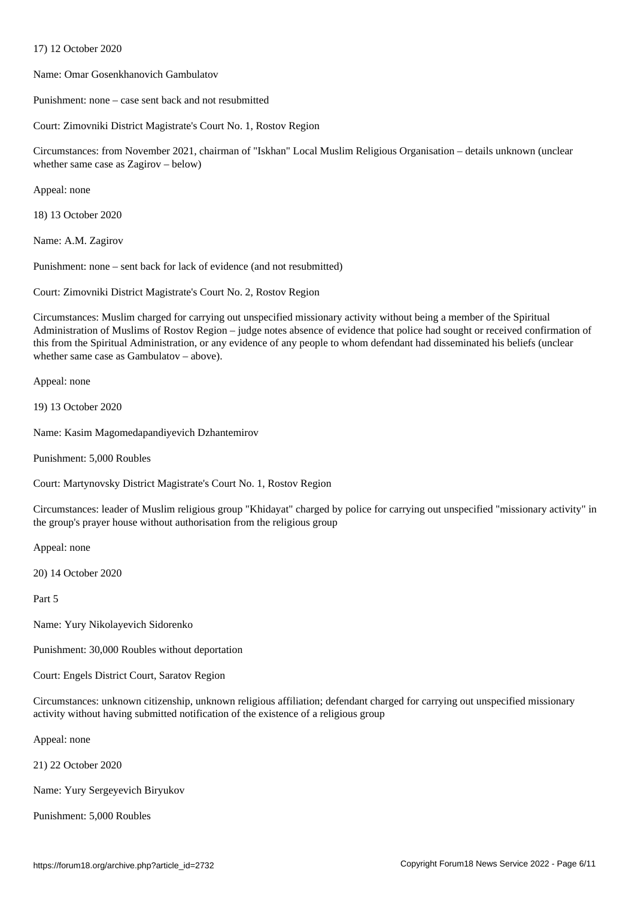17) 12 October 2020

Name: Omar Gosenkhanovich Gambulatov

Punishment: none – case sent back and not resubmitted

Court: Zimovniki District Magistrate's Court No. 1, Rostov Region

Circumstances: from November 2021, chairman of "Iskhan" Local Muslim Religious Organisation – details unknown (unclear whether same case as Zagirov – below)

Appeal: none

18) 13 October 2020

Name: A.M. Zagirov

Punishment: none – sent back for lack of evidence (and not resubmitted)

Court: Zimovniki District Magistrate's Court No. 2, Rostov Region

Circumstances: Muslim charged for carrying out unspecified missionary activity without being a member of the Spiritual Administration of Muslims of Rostov Region – judge notes absence of evidence that police had sought or received confirmation of this from the Spiritual Administration, or any evidence of any people to whom defendant had disseminated his beliefs (unclear whether same case as Gambulatov – above).

Appeal: none

19) 13 October 2020

Name: Kasim Magomedapandiyevich Dzhantemirov

Punishment: 5,000 Roubles

Court: Martynovsky District Magistrate's Court No. 1, Rostov Region

Circumstances: leader of Muslim religious group "Khidayat" charged by police for carrying out unspecified "missionary activity" in the group's prayer house without authorisation from the religious group

Appeal: none

20) 14 October 2020

Part 5

Name: Yury Nikolayevich Sidorenko

Punishment: 30,000 Roubles without deportation

Court: Engels District Court, Saratov Region

Circumstances: unknown citizenship, unknown religious affiliation; defendant charged for carrying out unspecified missionary activity without having submitted notification of the existence of a religious group

Appeal: none

21) 22 October 2020

Name: Yury Sergeyevich Biryukov

Punishment: 5,000 Roubles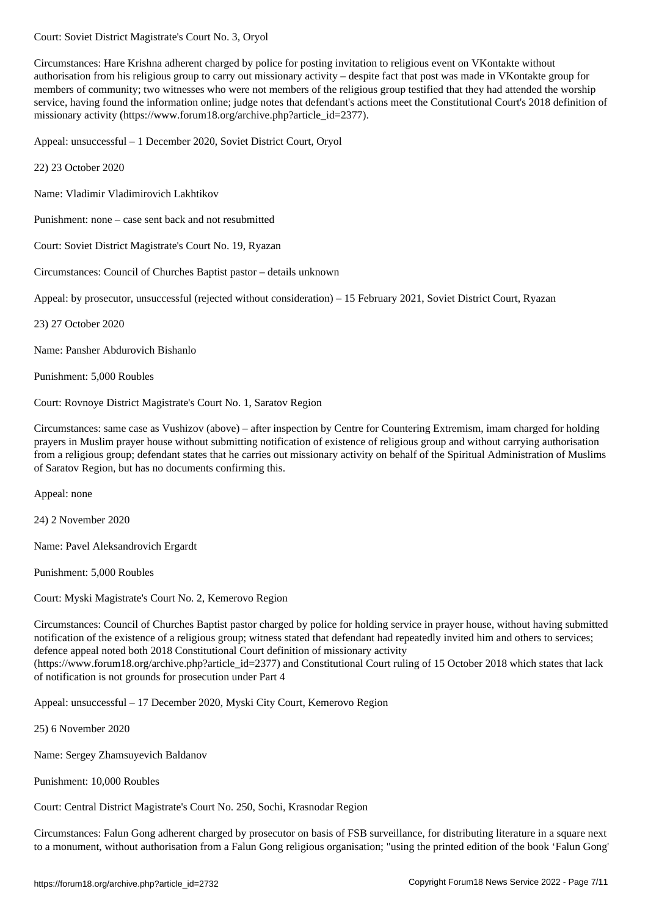Court: Soviet District Magistrate's Court No. 3, Oryol

Circumstances: Hare Krishna adherent charged by police for posting invitation to religious event on VKontakte without authorisation from his religious group to carry out missionary activity – despite fact that post was made in VKontakte group for members of community; two witnesses who were not members of the religious group testified that they had attended the worship service, having found the information online; judge notes that defendant's actions meet the Constitutional Court's 2018 definition of missionary activity (https://www.forum18.org/archive.php?article_id=2377).

Appeal: unsuccessful – 1 December 2020, Soviet District Court, Oryol

22) 23 October 2020

Name: Vladimir Vladimirovich Lakhtikov

Punishment: none – case sent back and not resubmitted

Court: Soviet District Magistrate's Court No. 19, Ryazan

Circumstances: Council of Churches Baptist pastor – details unknown

Appeal: by prosecutor, unsuccessful (rejected without consideration) – 15 February 2021, Soviet District Court, Ryazan

23) 27 October 2020

Name: Pansher Abdurovich Bishanlo

Punishment: 5,000 Roubles

Court: Rovnoye District Magistrate's Court No. 1, Saratov Region

Circumstances: same case as Vushizov (above) – after inspection by Centre for Countering Extremism, imam charged for holding prayers in Muslim prayer house without submitting notification of existence of religious group and without carrying authorisation from a religious group; defendant states that he carries out missionary activity on behalf of the Spiritual Administration of Muslims of Saratov Region, but has no documents confirming this.

Appeal: none

24) 2 November 2020

Name: Pavel Aleksandrovich Ergardt

Punishment: 5,000 Roubles

Court: Myski Magistrate's Court No. 2, Kemerovo Region

Circumstances: Council of Churches Baptist pastor charged by police for holding service in prayer house, without having submitted notification of the existence of a religious group; witness stated that defendant had repeatedly invited him and others to services; defence appeal noted both 2018 Constitutional Court definition of missionary activity (https://www.forum18.org/archive.php?article_id=2377) and Constitutional Court ruling of 15 October 2018 which states that lack of notification is not grounds for prosecution under Part 4

Appeal: unsuccessful – 17 December 2020, Myski City Court, Kemerovo Region

25) 6 November 2020

Name: Sergey Zhamsuyevich Baldanov

Punishment: 10,000 Roubles

Court: Central District Magistrate's Court No. 250, Sochi, Krasnodar Region

Circumstances: Falun Gong adherent charged by prosecutor on basis of FSB surveillance, for distributing literature in a square next to a monument, without authorisation from a Falun Gong religious organisation; "using the printed edition of the book 'Falun Gong'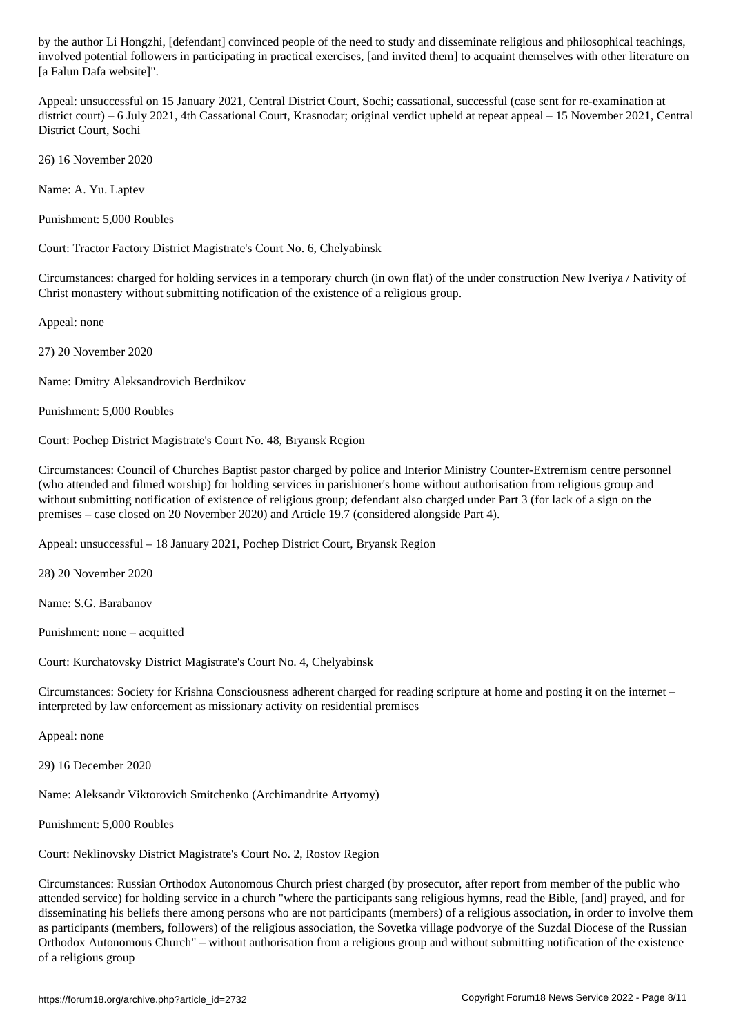by the author Li Hongzhi, [defendant] convinced people of the need to study and disseminate religious and philosophical teachings, involved potential followers in participating in practical exercises, [and invited them] to acquaint themselves with other literature on [a Falun Dafa website]".

Appeal: unsuccessful on 15 January 2021, Central District Court, Sochi; cassational, successful (case sent for re-examination at district court) – 6 July 2021, 4th Cassational Court, Krasnodar; original verdict upheld at repeat appeal – 15 November 2021, Central District Court, Sochi

26) 16 November 2020

Name: A. Yu. Laptev

Punishment: 5,000 Roubles

Court: Tractor Factory District Magistrate's Court No. 6, Chelyabinsk

Circumstances: charged for holding services in a temporary church (in own flat) of the under construction New Iveriya / Nativity of Christ monastery without submitting notification of the existence of a religious group.

Appeal: none

27) 20 November 2020

Name: Dmitry Aleksandrovich Berdnikov

Punishment: 5,000 Roubles

Court: Pochep District Magistrate's Court No. 48, Bryansk Region

Circumstances: Council of Churches Baptist pastor charged by police and Interior Ministry Counter-Extremism centre personnel (who attended and filmed worship) for holding services in parishioner's home without authorisation from religious group and without submitting notification of existence of religious group; defendant also charged under Part 3 (for lack of a sign on the premises – case closed on 20 November 2020) and Article 19.7 (considered alongside Part 4).

Appeal: unsuccessful – 18 January 2021, Pochep District Court, Bryansk Region

28) 20 November 2020

Name: S.G. Barabanov

Punishment: none – acquitted

Court: Kurchatovsky District Magistrate's Court No. 4, Chelyabinsk

Circumstances: Society for Krishna Consciousness adherent charged for reading scripture at home and posting it on the internet – interpreted by law enforcement as missionary activity on residential premises

Appeal: none

29) 16 December 2020

Name: Aleksandr Viktorovich Smitchenko (Archimandrite Artyomy)

Punishment: 5,000 Roubles

Court: Neklinovsky District Magistrate's Court No. 2, Rostov Region

Circumstances: Russian Orthodox Autonomous Church priest charged (by prosecutor, after report from member of the public who attended service) for holding service in a church "where the participants sang religious hymns, read the Bible, [and] prayed, and for disseminating his beliefs there among persons who are not participants (members) of a religious association, in order to involve them as participants (members, followers) of the religious association, the Sovetka village podvorye of the Suzdal Diocese of the Russian Orthodox Autonomous Church" – without authorisation from a religious group and without submitting notification of the existence of a religious group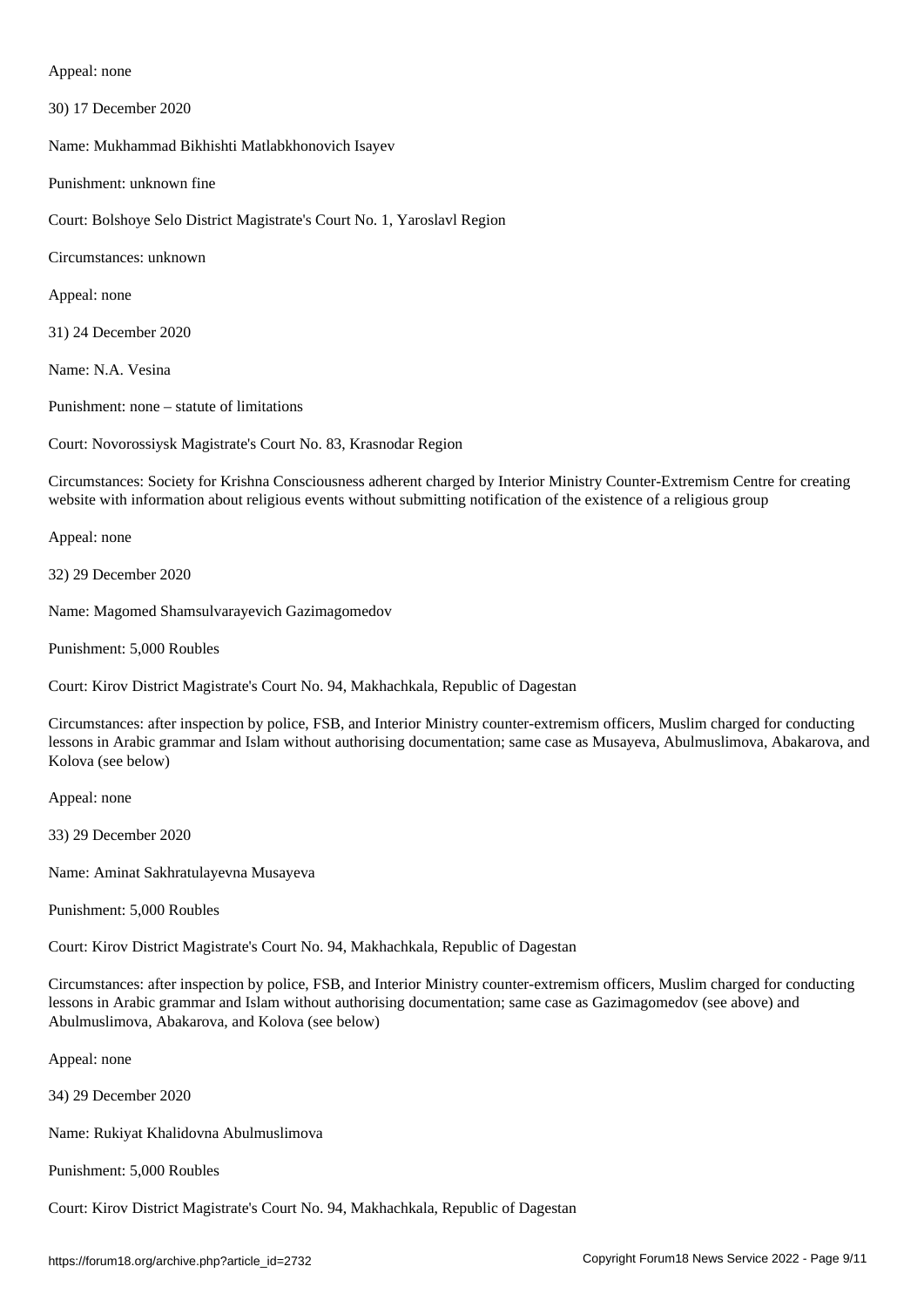Appeal: none

30) 17 December 2020

Name: Mukhammad Bikhishti Matlabkhonovich Isayev

Punishment: unknown fine

Court: Bolshoye Selo District Magistrate's Court No. 1, Yaroslavl Region

Circumstances: unknown

Appeal: none

31) 24 December 2020

Name: N.A. Vesina

Punishment: none – statute of limitations

Court: Novorossiysk Magistrate's Court No. 83, Krasnodar Region

Circumstances: Society for Krishna Consciousness adherent charged by Interior Ministry Counter-Extremism Centre for creating website with information about religious events without submitting notification of the existence of a religious group

Appeal: none

32) 29 December 2020

Name: Magomed Shamsulvarayevich Gazimagomedov

Punishment: 5,000 Roubles

Court: Kirov District Magistrate's Court No. 94, Makhachkala, Republic of Dagestan

Circumstances: after inspection by police, FSB, and Interior Ministry counter-extremism officers, Muslim charged for conducting lessons in Arabic grammar and Islam without authorising documentation; same case as Musayeva, Abulmuslimova, Abakarova, and Kolova (see below)

Appeal: none

33) 29 December 2020

Name: Aminat Sakhratulayevna Musayeva

Punishment: 5,000 Roubles

Court: Kirov District Magistrate's Court No. 94, Makhachkala, Republic of Dagestan

Circumstances: after inspection by police, FSB, and Interior Ministry counter-extremism officers, Muslim charged for conducting lessons in Arabic grammar and Islam without authorising documentation; same case as Gazimagomedov (see above) and Abulmuslimova, Abakarova, and Kolova (see below)

Appeal: none

34) 29 December 2020

Name: Rukiyat Khalidovna Abulmuslimova

Punishment: 5,000 Roubles

Court: Kirov District Magistrate's Court No. 94, Makhachkala, Republic of Dagestan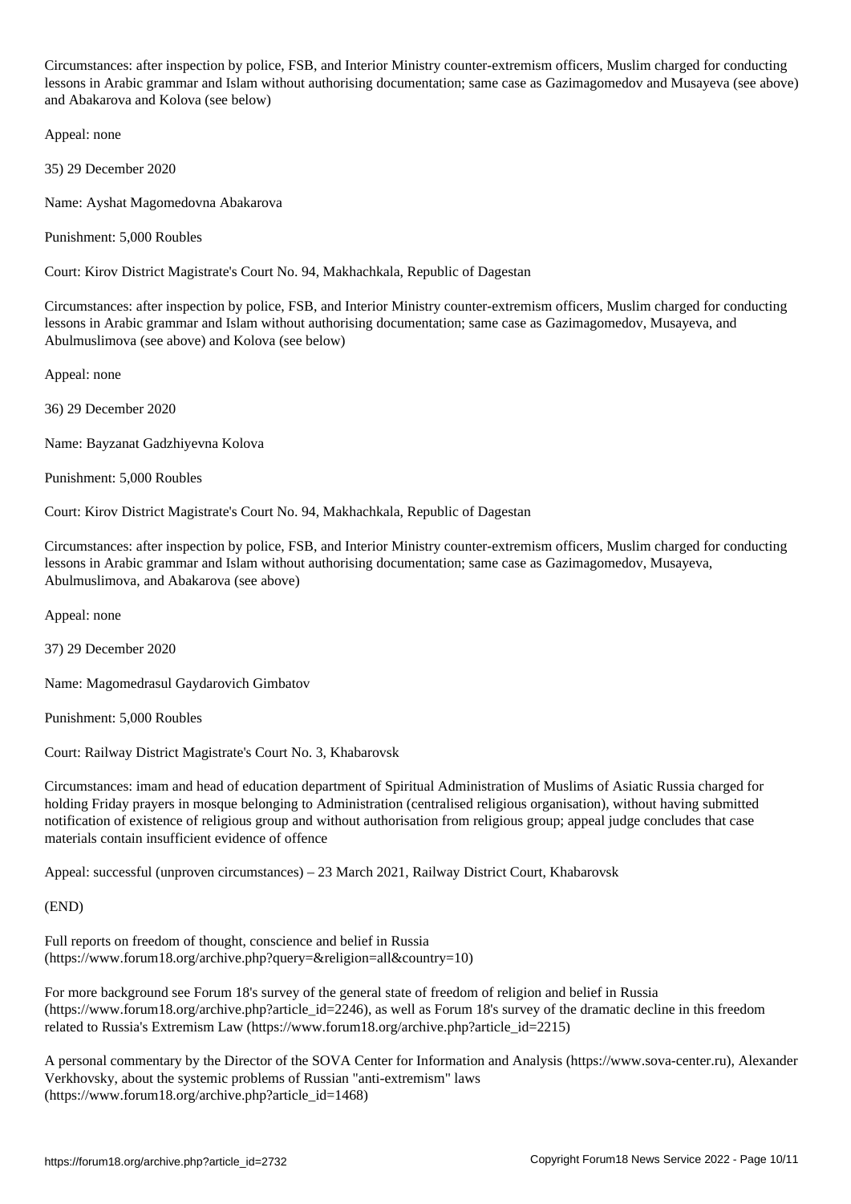Circumstances: after inspection by police, FSB, and Interior Ministry counter-extremism officers, Muslim charged for conducting lessons in Arabic grammar and Islam without authorising documentation; same case as Gazimagomedov and Musayeva (see above) and Abakarova and Kolova (see below)

Appeal: none

35) 29 December 2020

Name: Ayshat Magomedovna Abakarova

Punishment: 5,000 Roubles

Court: Kirov District Magistrate's Court No. 94, Makhachkala, Republic of Dagestan

Circumstances: after inspection by police, FSB, and Interior Ministry counter-extremism officers, Muslim charged for conducting lessons in Arabic grammar and Islam without authorising documentation; same case as Gazimagomedov, Musayeva, and Abulmuslimova (see above) and Kolova (see below)

Appeal: none

36) 29 December 2020

Name: Bayzanat Gadzhiyevna Kolova

Punishment: 5,000 Roubles

Court: Kirov District Magistrate's Court No. 94, Makhachkala, Republic of Dagestan

Circumstances: after inspection by police, FSB, and Interior Ministry counter-extremism officers, Muslim charged for conducting lessons in Arabic grammar and Islam without authorising documentation; same case as Gazimagomedov, Musayeva, Abulmuslimova, and Abakarova (see above)

Appeal: none

37) 29 December 2020

Name: Magomedrasul Gaydarovich Gimbatov

Punishment: 5,000 Roubles

Court: Railway District Magistrate's Court No. 3, Khabarovsk

Circumstances: imam and head of education department of Spiritual Administration of Muslims of Asiatic Russia charged for holding Friday prayers in mosque belonging to Administration (centralised religious organisation), without having submitted notification of existence of religious group and without authorisation from religious group; appeal judge concludes that case materials contain insufficient evidence of offence

Appeal: successful (unproven circumstances) – 23 March 2021, Railway District Court, Khabarovsk

(END)

Full reports on freedom of thought, conscience and belief in Russia (https://www.forum18.org/archive.php?query=&religion=all&country=10)

For more background see Forum 18's survey of the general state of freedom of religion and belief in Russia (https://www.forum18.org/archive.php?article_id=2246), as well as Forum 18's survey of the dramatic decline in this freedom related to Russia's Extremism Law (https://www.forum18.org/archive.php?article_id=2215)

A personal commentary by the Director of the SOVA Center for Information and Analysis (https://www.sova-center.ru), Alexander Verkhovsky, about the systemic problems of Russian "anti-extremism" laws (https://www.forum18.org/archive.php?article_id=1468)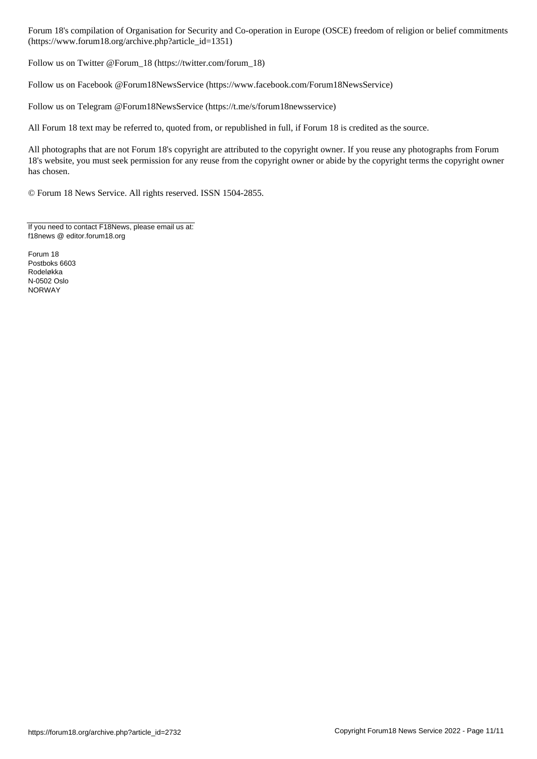Forum 18's compilation of Organisation for Security and Co-operation in Europe (OSCE) freedom of religion or belief commitments (https://www.forum18.org/archive.php?article_id=1351)

Follow us on Twitter @Forum_18 (https://twitter.com/forum_18)

Follow us on Facebook @Forum18NewsService (https://www.facebook.com/Forum18NewsService)

Follow us on Telegram @Forum18NewsService (https://t.me/s/forum18newsservice)

All Forum 18 text may be referred to, quoted from, or republished in full, if Forum 18 is credited as the source.

All photographs that are not Forum 18's copyright are attributed to the copyright owner. If you reuse any photographs from Forum 18's website, you must seek permission for any reuse from the copyright owner or abide by the copyright terms the copyright owner has chosen.

© Forum 18 News Service. All rights reserved. ISSN 1504-2855.

---

If you need to contact F18News, please email us at:
f18news @ editor.forum18.org

Forum 18
Postboks 6603
Rodeløkka
N-0502 Oslo
NORWAY